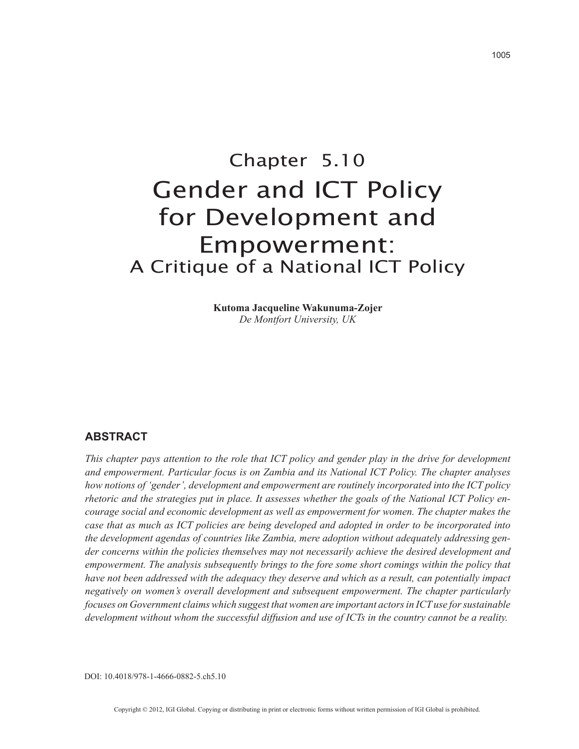# Chapter 5.10
# Gender and ICT Policy for Development and Empowerment:
## A Critique of a National ICT Policy

**Kutoma Jacqueline Wakunuma-Zojer**
*De Montfort University, UK*

## ABSTRACT

*This chapter pays attention to the role that ICT policy and gender play in the drive for development and empowerment. Particular focus is on Zambia and its National ICT Policy. The chapter analyses how notions of 'gender', development and empowerment are routinely incorporated into the ICT policy rhetoric and the strategies put in place. It assesses whether the goals of the National ICT Policy encourage social and economic development as well as empowerment for women. The chapter makes the case that as much as ICT policies are being developed and adopted in order to be incorporated into the development agendas of countries like Zambia, mere adoption without adequately addressing gender concerns within the policies themselves may not necessarily achieve the desired development and empowerment. The analysis subsequently brings to the fore some short comings within the policy that have not been addressed with the adequacy they deserve and which as a result, can potentially impact negatively on women's overall development and subsequent empowerment. The chapter particularly focuses on Government claims which suggest that women are important actors in ICT use for sustainable development without whom the successful diffusion and use of ICTs in the country cannot be a reality.*

DOI: 10.4018/978-1-4666-0882-5.ch5.10

Copyright © 2012, IGI Global. Copying or distributing in print or electronic forms without written permission of IGI Global is prohibited.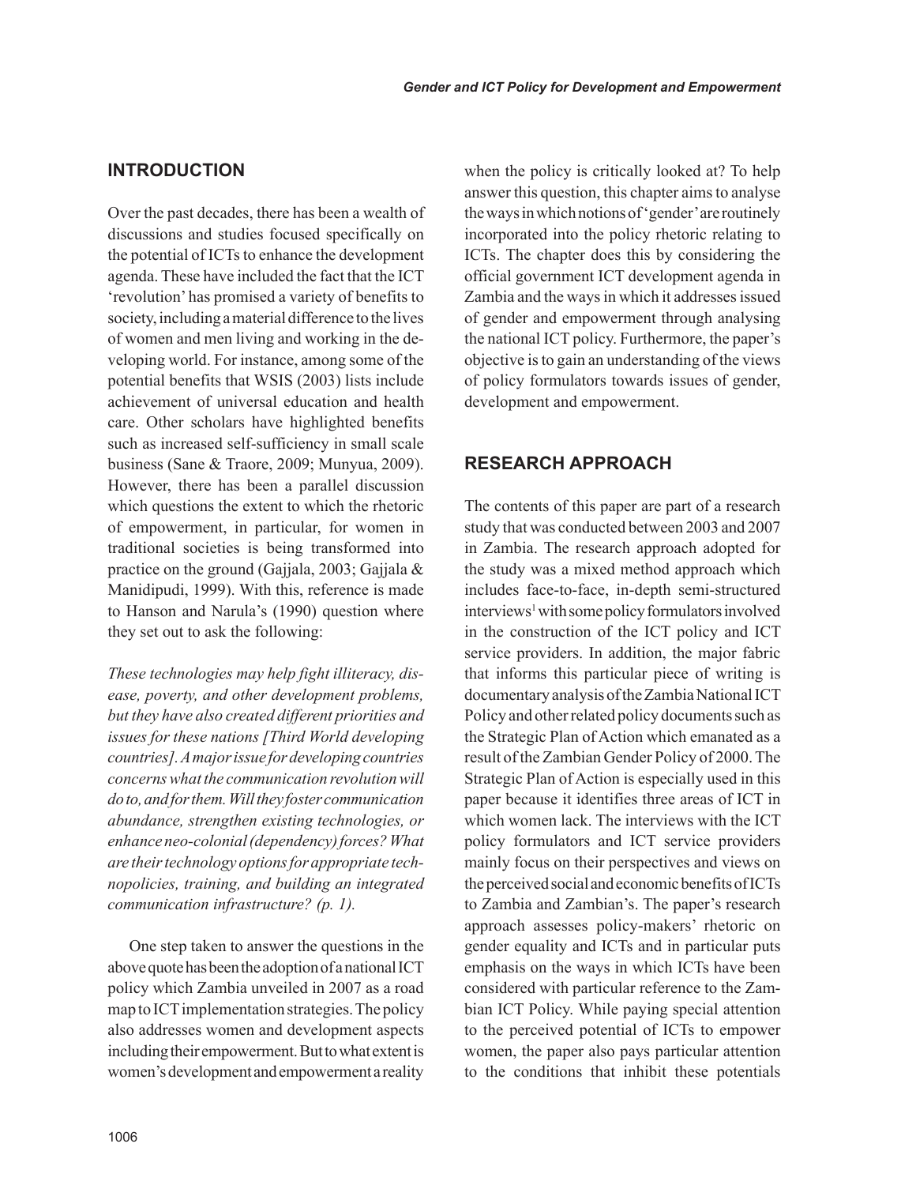## INTRODUCTION

Over the past decades, there has been a wealth of discussions and studies focused specifically on the potential of ICTs to enhance the development agenda. These have included the fact that the ICT 'revolution' has promised a variety of benefits to society, including a material difference to the lives of women and men living and working in the developing world. For instance, among some of the potential benefits that WSIS (2003) lists include achievement of universal education and health care. Other scholars have highlighted benefits such as increased self-sufficiency in small scale business (Sane & Traore, 2009; Munyua, 2009). However, there has been a parallel discussion which questions the extent to which the rhetoric of empowerment, in particular, for women in traditional societies is being transformed into practice on the ground (Gajjala, 2003; Gajjala & Manidipudi, 1999). With this, reference is made to Hanson and Narula's (1990) question where they set out to ask the following:

*These technologies may help fight illiteracy, disease, poverty, and other development problems, but they have also created different priorities and issues for these nations [Third World developing countries]. A major issue for developing countries concerns what the communication revolution will do to, and for them. Will they foster communication abundance, strengthen existing technologies, or enhance neo-colonial (dependency) forces? What are their technology options for appropriate technopolicies, training, and building an integrated communication infrastructure? (p. 1).*

One step taken to answer the questions in the above quote has been the adoption of a national ICT policy which Zambia unveiled in 2007 as a road map to ICT implementation strategies. The policy also addresses women and development aspects including their empowerment. But to what extent is women's development and empowerment a reality when the policy is critically looked at? To help answer this question, this chapter aims to analyse the ways in which notions of 'gender' are routinely incorporated into the policy rhetoric relating to ICTs. The chapter does this by considering the official government ICT development agenda in Zambia and the ways in which it addresses issued of gender and empowerment through analysing the national ICT policy. Furthermore, the paper's objective is to gain an understanding of the views of policy formulators towards issues of gender, development and empowerment.

## RESEARCH APPROACH

The contents of this paper are part of a research study that was conducted between 2003 and 2007 in Zambia. The research approach adopted for the study was a mixed method approach which includes face-to-face, in-depth semi-structured interviews[1] with some policy formulators involved in the construction of the ICT policy and ICT service providers. In addition, the major fabric that informs this particular piece of writing is documentary analysis of the Zambia National ICT Policy and other related policy documents such as the Strategic Plan of Action which emanated as a result of the Zambian Gender Policy of 2000. The Strategic Plan of Action is especially used in this paper because it identifies three areas of ICT in which women lack. The interviews with the ICT policy formulators and ICT service providers mainly focus on their perspectives and views on the perceived social and economic benefits of ICTs to Zambia and Zambian's. The paper's research approach assesses policy-makers' rhetoric on gender equality and ICTs and in particular puts emphasis on the ways in which ICTs have been considered with particular reference to the Zambian ICT Policy. While paying special attention to the perceived potential of ICTs to empower women, the paper also pays particular attention to the conditions that inhibit these potentials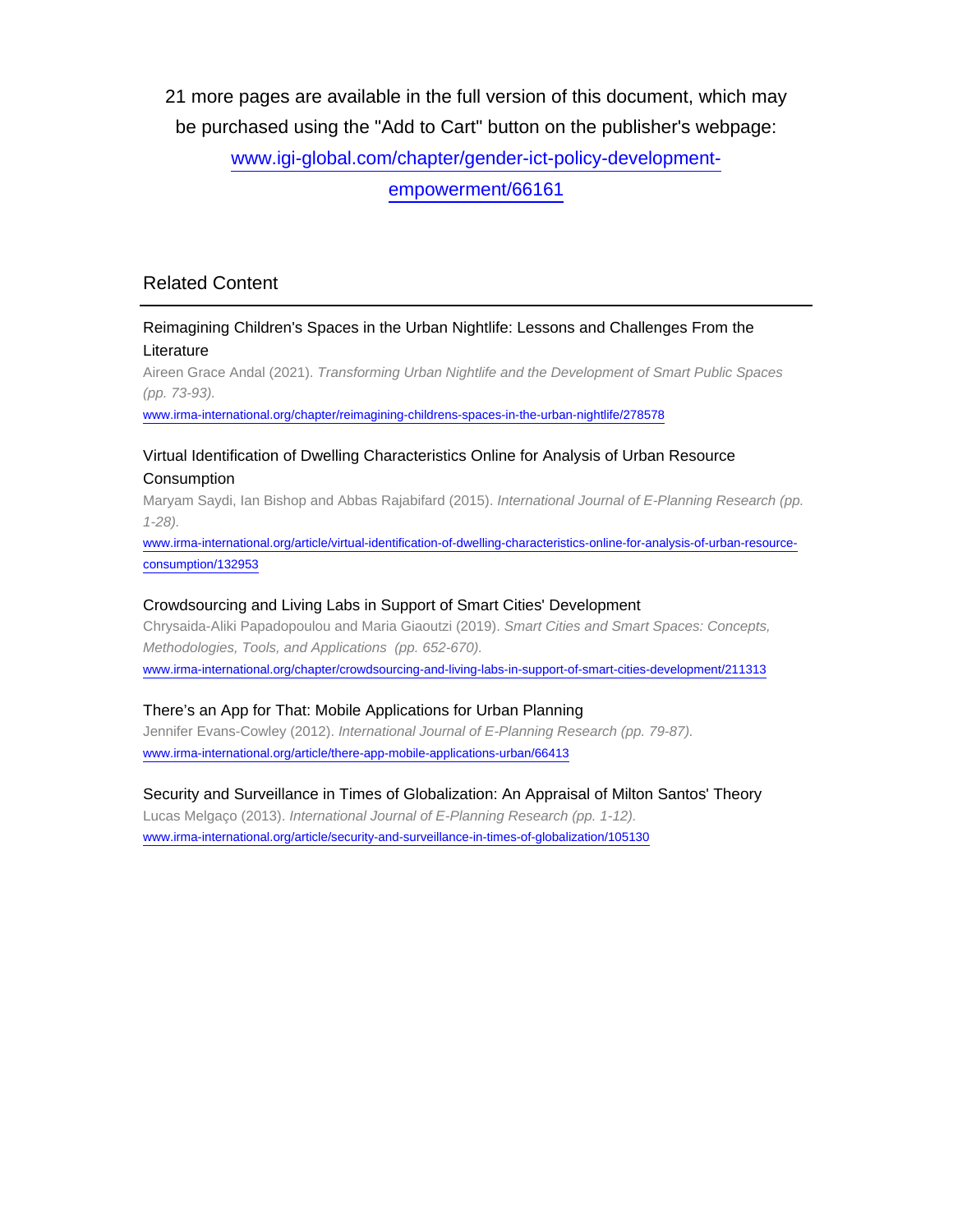21 more pages are available in the full version of this document, which may be purchased using the "Add to Cart" button on the publisher's webpage: www.igi-global.com/chapter/gender-ict-policy-development-empowerment/66161

## Related Content

**Reimagining Children's Spaces in the Urban Nightlife: Lessons and Challenges From the Literature**

Aireen Grace Andal (2021). *Transforming Urban Nightlife and the Development of Smart Public Spaces (pp. 73-93).*

www.irma-international.org/chapter/reimagining-childrens-spaces-in-the-urban-nightlife/278578

**Virtual Identification of Dwelling Characteristics Online for Analysis of Urban Resource Consumption**

Maryam Saydi, Ian Bishop and Abbas Rajabifard (2015). *International Journal of E-Planning Research (pp. 1-28).*

www.irma-international.org/article/virtual-identification-of-dwelling-characteristics-online-for-analysis-of-urban-resource-consumption/132953

**Crowdsourcing and Living Labs in Support of Smart Cities' Development**

Chrysaida-Aliki Papadopoulou and Maria Giaoutzi (2019). *Smart Cities and Smart Spaces: Concepts, Methodologies, Tools, and Applications (pp. 652-670).*

www.irma-international.org/chapter/crowdsourcing-and-living-labs-in-support-of-smart-cities-development/211313

**There's an App for That: Mobile Applications for Urban Planning**

Jennifer Evans-Cowley (2012). *International Journal of E-Planning Research (pp. 79-87).*

www.irma-international.org/article/there-app-mobile-applications-urban/66413

**Security and Surveillance in Times of Globalization: An Appraisal of Milton Santos' Theory**

Lucas Melgaço (2013). *International Journal of E-Planning Research (pp. 1-12).*

www.irma-international.org/article/security-and-surveillance-in-times-of-globalization/105130